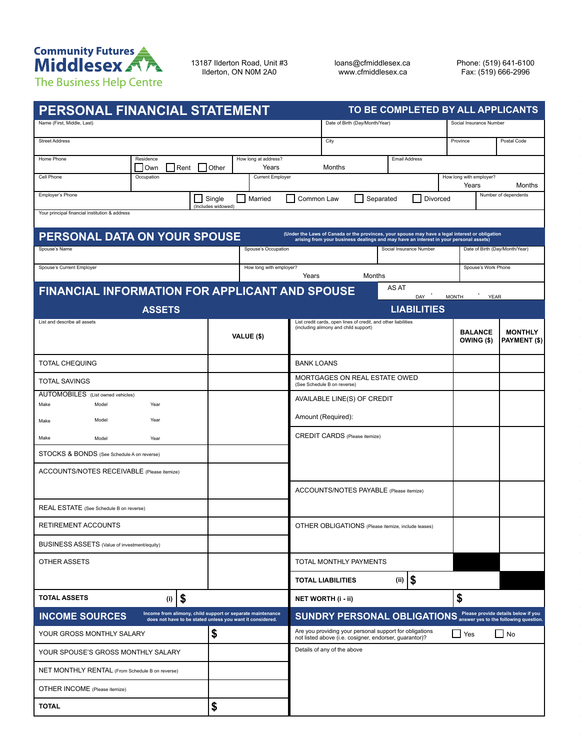Community Futures Middlesex
The Business Help Centre

13187 Ilderton Road, Unit #3
Ilderton, ON N0M 2A0

loans@cfmiddlesex.ca
www.cfmiddlesex.ca

Phone: (519) 641-6100
Fax: (519) 666-2996

## PERSONAL FINANCIAL STATEMENT

**TO BE COMPLETED BY ALL APPLICANTS**

| Name (First, Middle, Last) | | Date of Birth (Day/Month/Year) | Social Insurance Number | |
|---|---|---|---|---|
| Street Address | | City | Province | Postal Code |

| Home Phone | Residence ☐ Own ☐ Rent ☐ Other | How long at address? Years Months | Email Address |
|---|---|---|---|
| Cell Phone | Occupation | Current Employer | How long with employer? Years Months |

| Employer's Phone | ☐ Single (Includes widowed) ☐ Married ☐ Common Law ☐ Separated ☐ Divorced | Number of dependents |
|---|---|---|

Your principal financial institution & address

## PERSONAL DATA ON YOUR SPOUSE

**(Under the Laws of Canada or the provinces, your spouse may have a legal interest or obligation arising from your business dealings and may have an interest in your personal assets)**

| Spouse's Name | Spouse's Occupation | Social Insurance Number | Date of Birth (Day/Month/Year) |
|---|---|---|---|
| Spouse's Current Employer | How long with employer? Years Months | | Spouse's Work Phone |

## FINANCIAL INFORMATION FOR APPLICANT AND SPOUSE

AS AT DAY , MONTH , YEAR

| ASSETS | | LIABILITIES | | |
|---|---|---|---|---|
| List and describe all assets | VALUE ($) | List credit cards, open lines of credit, and other liabilities (including alimony and child support) | BALANCE OWING ($) | MONTHLY PAYMENT ($) |
| TOTAL CHEQUING | | BANK LOANS | | |
| TOTAL SAVINGS | | MORTGAGES ON REAL ESTATE OWED (See Schedule B on reverse) | | |
| AUTOMOBILES (List owned vehicles) Make Model Year / Make Model Year / Make Model Year | | AVAILABLE LINE(S) OF CREDIT / Amount (Required): | | |
| | | CREDIT CARDS (Please itemize) | | |
| STOCKS & BONDS (See Schedule A on reverse) | | | | |
| ACCOUNTS/NOTES RECEIVABLE (Please itemize) | | ACCOUNTS/NOTES PAYABLE (Please itemize) | | |
| REAL ESTATE (See Schedule B on reverse) | | | | |
| RETIREMENT ACCOUNTS | | OTHER OBLIGATIONS (Please itemize, include leases) | | |
| BUSINESS ASSETS (Value of investment/equity) | | | | |
| OTHER ASSETS | | TOTAL MONTHLY PAYMENTS | | |
| | | **TOTAL LIABILITIES** (ii) $ | | |
| **TOTAL ASSETS** (i) $ | | **NET WORTH (i - ii)** | $ | |

## INCOME SOURCES

**Income from alimony, child support or separate maintenance does not have to be stated unless you want it considered.**

| | |
|---|---|
| YOUR GROSS MONTHLY SALARY | $ |
| YOUR SPOUSE'S GROSS MONTHLY SALARY | |
| NET MONTHLY RENTAL (From Schedule B on reverse) | |
| OTHER INCOME (Please itemize) | |
| **TOTAL** | $ |

## SUNDRY PERSONAL OBLIGATIONS

**Please provide details below if you answer yes to the following question.**

Are you providing your personal support for obligations not listed above (i.e. cosigner, endorser, guarantor)? ☐ Yes ☐ No

Details of any of the above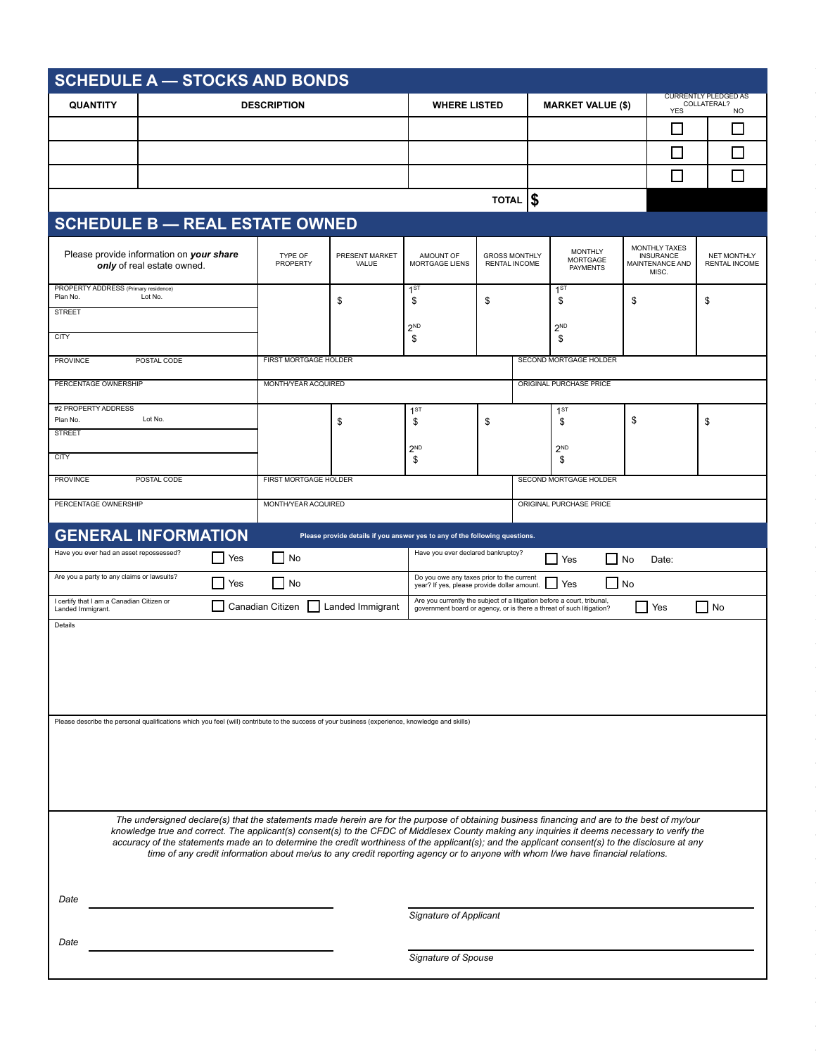## SCHEDULE A — STOCKS AND BONDS

| QUANTITY | DESCRIPTION | WHERE LISTED | MARKET VALUE ($) | CURRENTLY PLEDGED AS COLLATERAL? YES | NO |
|---|---|---|---|---|---|
| | | | | ☐ | ☐ |
| | | | | ☐ | ☐ |
| | | | | ☐ | ☐ |
| | | TOTAL | $ | | |

## SCHEDULE B — REAL ESTATE OWNED

| Please provide information on ***your share only*** of real estate owned. | TYPE OF PROPERTY | PRESENT MARKET VALUE | AMOUNT OF MORTGAGE LIENS | GROSS MONTHLY RENTAL INCOME | MONTHLY MORTGAGE PAYMENTS | MONTHLY TAXES INSURANCE MAINTENANCE AND MISC. | NET MONTHLY RENTAL INCOME |
|---|---|---|---|---|---|---|---|
| PROPERTY ADDRESS (Primary residence)<br>Plan No. Lot No.<br>STREET<br>CITY | | $ | 1ST $<br>2ND $ | $ | 1ST $<br>2ND $ | $ | $ |
| PROVINCE POSTAL CODE | FIRST MORTGAGE HOLDER | | | SECOND MORTGAGE HOLDER | | | |
| PERCENTAGE OWNERSHIP | MONTH/YEAR ACQUIRED | | | ORIGINAL PURCHASE PRICE | | | |
| #2 PROPERTY ADDRESS<br>Plan No. Lot No.<br>STREET<br>CITY | | $ | 1ST $<br>2ND $ | $ | 1ST $<br>2ND $ | $ | $ |
| PROVINCE POSTAL CODE | FIRST MORTGAGE HOLDER | | | SECOND MORTGAGE HOLDER | | | |
| PERCENTAGE OWNERSHIP | MONTH/YEAR ACQUIRED | | | ORIGINAL PURCHASE PRICE | | | |

## GENERAL INFORMATION

**Please provide details if you answer yes to any of the following questions.**

| | | | |
|---|---|---|---|
| Have you ever had an asset repossessed? | ☐ Yes ☐ No | Have you ever declared bankruptcy? | ☐ Yes ☐ No Date: |
| Are you a party to any claims or lawsuits? | ☐ Yes ☐ No | Do you owe any taxes prior to the current year? If yes, please provide dollar amount. | ☐ Yes ☐ No |
| I certify that I am a Canadian Citizen or Landed Immigrant. | ☐ Canadian Citizen ☐ Landed Immigrant | Are you currently the subject of a litigation before a court, tribunal, government board or agency, or is there a threat of such litigation? | ☐ Yes ☐ No |

Details

Please describe the personal qualifications which you feel (will) contribute to the success of your business (experience, knowledge and skills)

*The undersigned declare(s) that the statements made herein are for the purpose of obtaining business financing and are to the best of my/our knowledge true and correct. The applicant(s) consent(s) to the CFDC of Middlesex County making any inquiries it deems necessary to verify the accuracy of the statements made an to determine the credit worthiness of the applicant(s); and the applicant consent(s) to the disclosure at any time of any credit information about me/us to any credit reporting agency or to anyone with whom I/we have financial relations.*

*Date* ______________________ ______________________
*Signature of Applicant*

*Date* ______________________ ______________________
*Signature of Spouse*